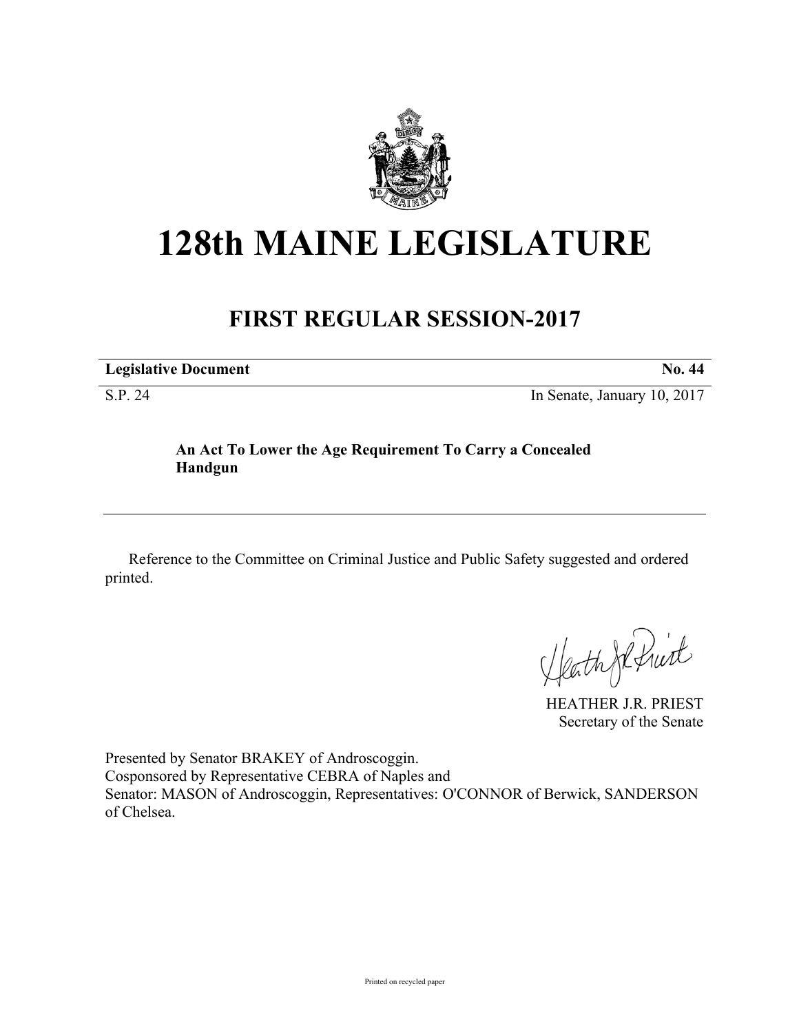# 128th MAINE LEGISLATURE

## FIRST REGULAR SESSION-2017

**Legislative Document** **No. 44**

S.P. 24 In Senate, January 10, 2017

**An Act To Lower the Age Requirement To Carry a Concealed Handgun**

---

Reference to the Committee on Criminal Justice and Public Safety suggested and ordered printed.

HEATHER J.R. PRIEST
Secretary of the Senate

Presented by Senator BRAKEY of Androscoggin.
Cosponsored by Representative CEBRA of Naples and
Senator: MASON of Androscoggin, Representatives: O'CONNOR of Berwick, SANDERSON of Chelsea.

Printed on recycled paper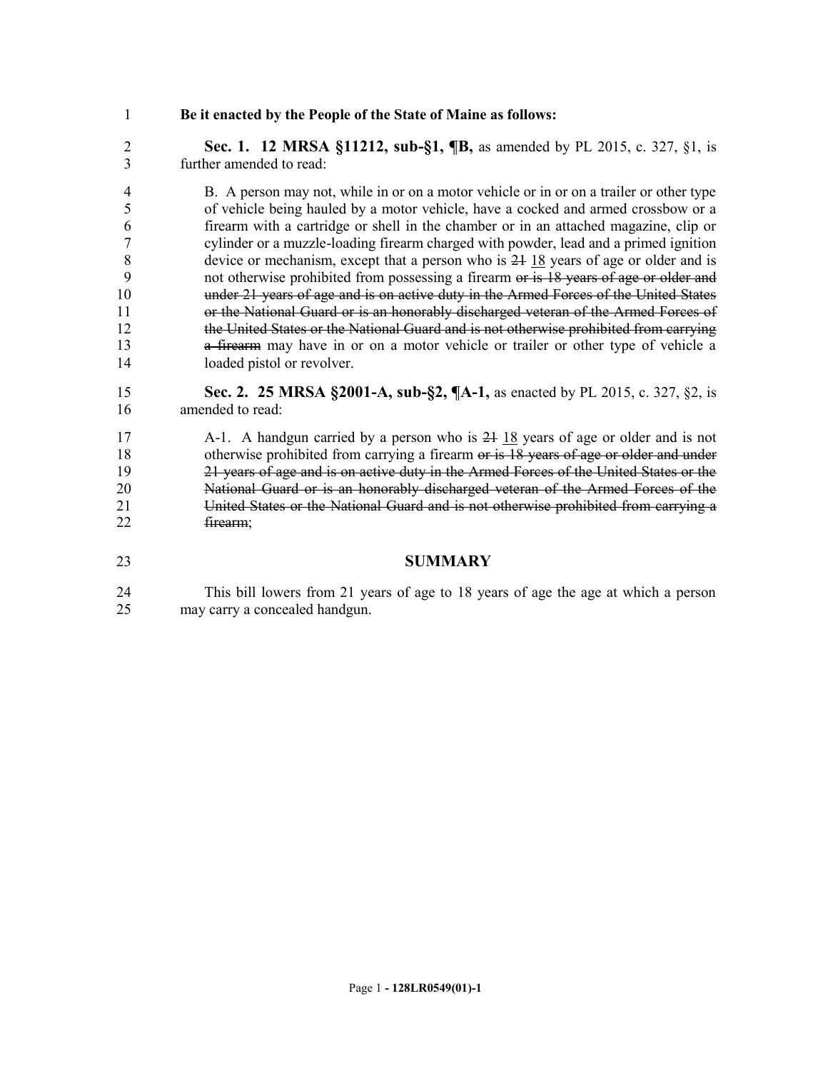**Be it enacted by the People of the State of Maine as follows:**

**Sec. 1. 12 MRSA §11212, sub-§1, ¶B,** as amended by PL 2015, c. 327, §1, is further amended to read:

B. A person may not, while in or on a motor vehicle or in or on a trailer or other type of vehicle being hauled by a motor vehicle, have a cocked and armed crossbow or a firearm with a cartridge or shell in the chamber or in an attached magazine, clip or cylinder or a muzzle-loading firearm charged with powder, lead and a primed ignition device or mechanism, except that a person who is ~~21~~ <u>18</u> years of age or older and is not otherwise prohibited from possessing a firearm ~~or is 18 years of age or older and under 21 years of age and is on active duty in the Armed Forces of the United States or the National Guard or is an honorably discharged veteran of the Armed Forces of the United States or the National Guard and is not otherwise prohibited from carrying a firearm~~ may have in or on a motor vehicle or trailer or other type of vehicle a loaded pistol or revolver.

**Sec. 2. 25 MRSA §2001-A, sub-§2, ¶A-1,** as enacted by PL 2015, c. 327, §2, is amended to read:

A-1. A handgun carried by a person who is ~~21~~ <u>18</u> years of age or older and is not otherwise prohibited from carrying a firearm ~~or is 18 years of age or older and under 21 years of age and is on active duty in the Armed Forces of the United States or the National Guard or is an honorably discharged veteran of the Armed Forces of the United States or the National Guard and is not otherwise prohibited from carrying a firearm~~;

## SUMMARY

This bill lowers from 21 years of age to 18 years of age the age at which a person may carry a concealed handgun.